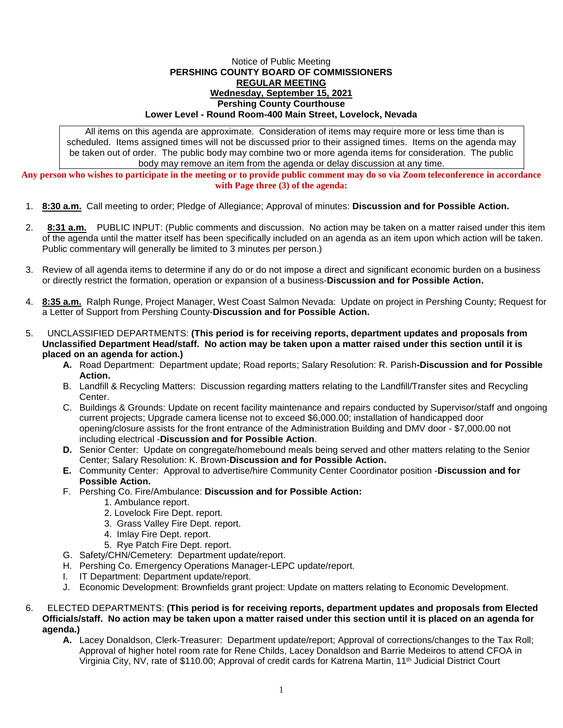Notice of Public Meeting

**PERSHING COUNTY BOARD OF COMMISSIONERS**

**REGULAR MEETING**

**Wednesday, September 15, 2021**

**Pershing County Courthouse**

**Lower Level - Round Room-400 Main Street, Lovelock, Nevada**

All items on this agenda are approximate. Consideration of items may require more or less time than is scheduled. Items assigned times will not be discussed prior to their assigned times. Items on the agenda may be taken out of order. The public body may combine two or more agenda items for consideration. The public body may remove an item from the agenda or delay discussion at any time.

**Any person who wishes to participate in the meeting or to provide public comment may do so via Zoom teleconference in accordance with Page three (3) of the agenda:**

1. **8:30 a.m.** Call meeting to order; Pledge of Allegiance; Approval of minutes: **Discussion and for Possible Action.**

2. **8:31 a.m.** PUBLIC INPUT: (Public comments and discussion. No action may be taken on a matter raised under this item of the agenda until the matter itself has been specifically included on an agenda as an item upon which action will be taken. Public commentary will generally be limited to 3 minutes per person.)

3. Review of all agenda items to determine if any do or do not impose a direct and significant economic burden on a business or directly restrict the formation, operation or expansion of a business-**Discussion and for Possible Action.**

4. **8:35 a.m.** Ralph Runge, Project Manager, West Coast Salmon Nevada: Update on project in Pershing County; Request for a Letter of Support from Pershing County-**Discussion and for Possible Action.**

5. UNCLASSIFIED DEPARTMENTS: **(This period is for receiving reports, department updates and proposals from Unclassified Department Head/staff. No action may be taken upon a matter raised under this section until it is placed on an agenda for action.)**
   - **A.** Road Department: Department update; Road reports; Salary Resolution: R. Parish**-Discussion and for Possible Action.**
   - B. Landfill & Recycling Matters: Discussion regarding matters relating to the Landfill/Transfer sites and Recycling Center.
   - C. Buildings & Grounds: Update on recent facility maintenance and repairs conducted by Supervisor/staff and ongoing current projects; Upgrade camera license not to exceed $6,000.00; installation of handicapped door opening/closure assists for the front entrance of the Administration Building and DMV door - $7,000.00 not including electrical -**Discussion and for Possible Action**.
   - **D.** Senior Center: Update on congregate/homebound meals being served and other matters relating to the Senior Center; Salary Resolution: K. Brown-**Discussion and for Possible Action.**
   - **E.** Community Center: Approval to advertise/hire Community Center Coordinator position -**Discussion and for Possible Action.**
   - F. Pershing Co. Fire/Ambulance: **Discussion and for Possible Action:**
     1. Ambulance report.
     2. Lovelock Fire Dept. report.
     3. Grass Valley Fire Dept. report.
     4. Imlay Fire Dept. report.
     5. Rye Patch Fire Dept. report.
   - G. Safety/CHN/Cemetery: Department update/report.
   - H. Pershing Co. Emergency Operations Manager-LEPC update/report.
   - I. IT Department: Department update/report.
   - J. Economic Development: Brownfields grant project: Update on matters relating to Economic Development.

6. ELECTED DEPARTMENTS: **(This period is for receiving reports, department updates and proposals from Elected Officials/staff. No action may be taken upon a matter raised under this section until it is placed on an agenda for agenda.)**
   - **A.** Lacey Donaldson, Clerk-Treasurer: Department update/report; Approval of corrections/changes to the Tax Roll; Approval of higher hotel room rate for Rene Childs, Lacey Donaldson and Barrie Medeiros to attend CFOA in Virginia City, NV, rate of $110.00; Approval of credit cards for Katrena Martin, 11th Judicial District Court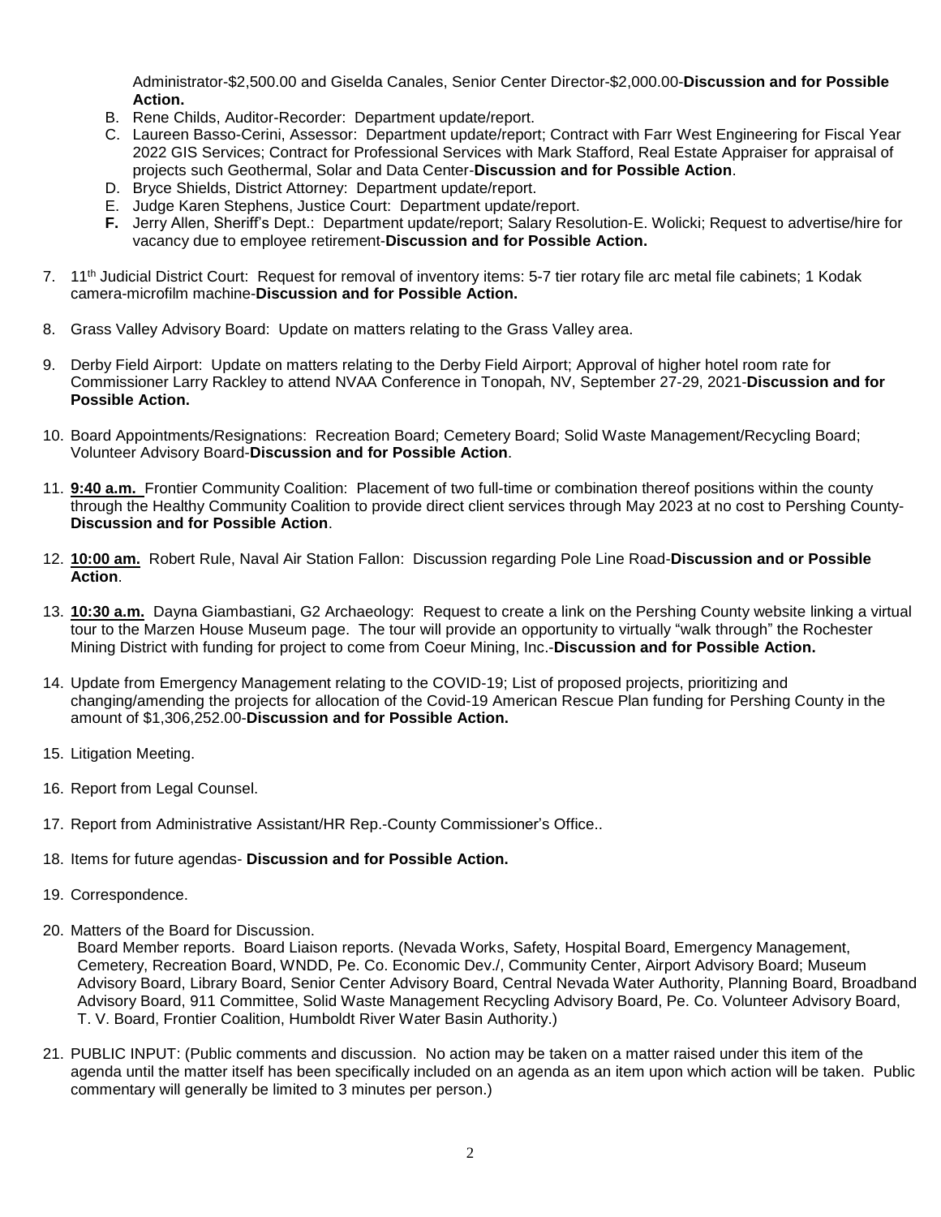Administrator-$2,500.00 and Giselda Canales, Senior Center Director-$2,000.00-**Discussion and for Possible Action.**

B. Rene Childs, Auditor-Recorder: Department update/report.
C. Laureen Basso-Cerini, Assessor: Department update/report; Contract with Farr West Engineering for Fiscal Year 2022 GIS Services; Contract for Professional Services with Mark Stafford, Real Estate Appraiser for appraisal of projects such Geothermal, Solar and Data Center-**Discussion and for Possible Action**.
D. Bryce Shields, District Attorney: Department update/report.
E. Judge Karen Stephens, Justice Court: Department update/report.
**F.** Jerry Allen, Sheriff's Dept.: Department update/report; Salary Resolution-E. Wolicki; Request to advertise/hire for vacancy due to employee retirement-**Discussion and for Possible Action.**

7. 11th Judicial District Court: Request for removal of inventory items: 5-7 tier rotary file arc metal file cabinets; 1 Kodak camera-microfilm machine-**Discussion and for Possible Action.**

8. Grass Valley Advisory Board: Update on matters relating to the Grass Valley area.

9. Derby Field Airport: Update on matters relating to the Derby Field Airport; Approval of higher hotel room rate for Commissioner Larry Rackley to attend NVAA Conference in Tonopah, NV, September 27-29, 2021-**Discussion and for Possible Action.**

10. Board Appointments/Resignations: Recreation Board; Cemetery Board; Solid Waste Management/Recycling Board; Volunteer Advisory Board-**Discussion and for Possible Action**.

11. **9:40 a.m.** Frontier Community Coalition: Placement of two full-time or combination thereof positions within the county through the Healthy Community Coalition to provide direct client services through May 2023 at no cost to Pershing County-**Discussion and for Possible Action**.

12. **10:00 am.** Robert Rule, Naval Air Station Fallon: Discussion regarding Pole Line Road-**Discussion and or Possible Action**.

13. **10:30 a.m.** Dayna Giambastiani, G2 Archaeology: Request to create a link on the Pershing County website linking a virtual tour to the Marzen House Museum page. The tour will provide an opportunity to virtually "walk through" the Rochester Mining District with funding for project to come from Coeur Mining, Inc.-**Discussion and for Possible Action.**

14. Update from Emergency Management relating to the COVID-19; List of proposed projects, prioritizing and changing/amending the projects for allocation of the Covid-19 American Rescue Plan funding for Pershing County in the amount of $1,306,252.00-**Discussion and for Possible Action.**

15. Litigation Meeting.

16. Report from Legal Counsel.

17. Report from Administrative Assistant/HR Rep.-County Commissioner's Office..

18. Items for future agendas- **Discussion and for Possible Action.**

19. Correspondence.

20. Matters of the Board for Discussion.
Board Member reports. Board Liaison reports. (Nevada Works, Safety, Hospital Board, Emergency Management, Cemetery, Recreation Board, WNDD, Pe. Co. Economic Dev./, Community Center, Airport Advisory Board; Museum Advisory Board, Library Board, Senior Center Advisory Board, Central Nevada Water Authority, Planning Board, Broadband Advisory Board, 911 Committee, Solid Waste Management Recycling Advisory Board, Pe. Co. Volunteer Advisory Board, T. V. Board, Frontier Coalition, Humboldt River Water Basin Authority.)

21. PUBLIC INPUT: (Public comments and discussion. No action may be taken on a matter raised under this item of the agenda until the matter itself has been specifically included on an agenda as an item upon which action will be taken. Public commentary will generally be limited to 3 minutes per person.)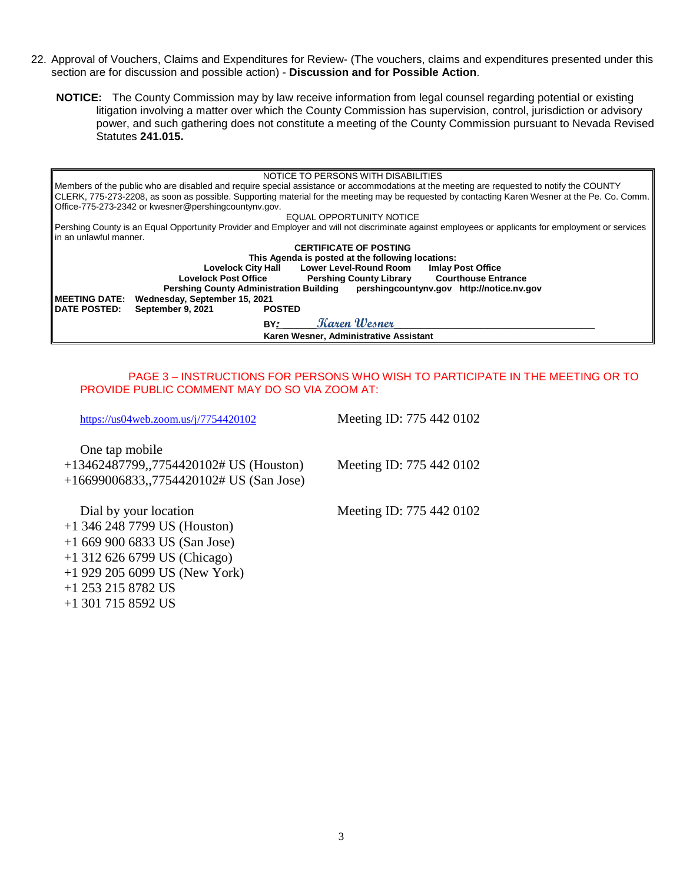22. Approval of Vouchers, Claims and Expenditures for Review- (The vouchers, claims and expenditures presented under this section are for discussion and possible action) - **Discussion and for Possible Action**.

**NOTICE:** The County Commission may by law receive information from legal counsel regarding potential or existing litigation involving a matter over which the County Commission has supervision, control, jurisdiction or advisory power, and such gathering does not constitute a meeting of the County Commission pursuant to Nevada Revised Statutes **241.015.**

---

NOTICE TO PERSONS WITH DISABILITIES

Members of the public who are disabled and require special assistance or accommodations at the meeting are requested to notify the COUNTY CLERK, 775-273-2208, as soon as possible. Supporting material for the meeting may be requested by contacting Karen Wesner at the Pe. Co. Comm. Office-775-273-2342 or kwesner@pershingcountynv.gov.

EQUAL OPPORTUNITY NOTICE

Pershing County is an Equal Opportunity Provider and Employer and will not discriminate against employees or applicants for employment or services in an unlawful manner.

**CERTIFICATE OF POSTING**

**This Agenda is posted at the following locations:**

**Lovelock City Hall** **Lower Level-Round Room** **Imlay Post Office**
**Lovelock Post Office** **Pershing County Library** **Courthouse Entrance**
**Pershing County Administration Building** **pershingcountynv.gov** **http://notice.nv.gov**

**MEETING DATE:** **Wednesday, September 15, 2021**
**DATE POSTED:** **September 9, 2021** **POSTED**

**BY:** *Karen Wesner*

**Karen Wesner, Administrative Assistant**

---

PAGE 3 – INSTRUCTIONS FOR PERSONS WHO WISH TO PARTICIPATE IN THE MEETING OR TO PROVIDE PUBLIC COMMENT MAY DO SO VIA ZOOM AT:

https://us04web.zoom.us/j/7754420102 Meeting ID: 775 442 0102

One tap mobile
+13462487799,,7754420102# US (Houston) Meeting ID: 775 442 0102
+16699006833,,7754420102# US (San Jose)

Dial by your location Meeting ID: 775 442 0102
+1 346 248 7799 US (Houston)
+1 669 900 6833 US (San Jose)
+1 312 626 6799 US (Chicago)
+1 929 205 6099 US (New York)
+1 253 215 8782 US
+1 301 715 8592 US